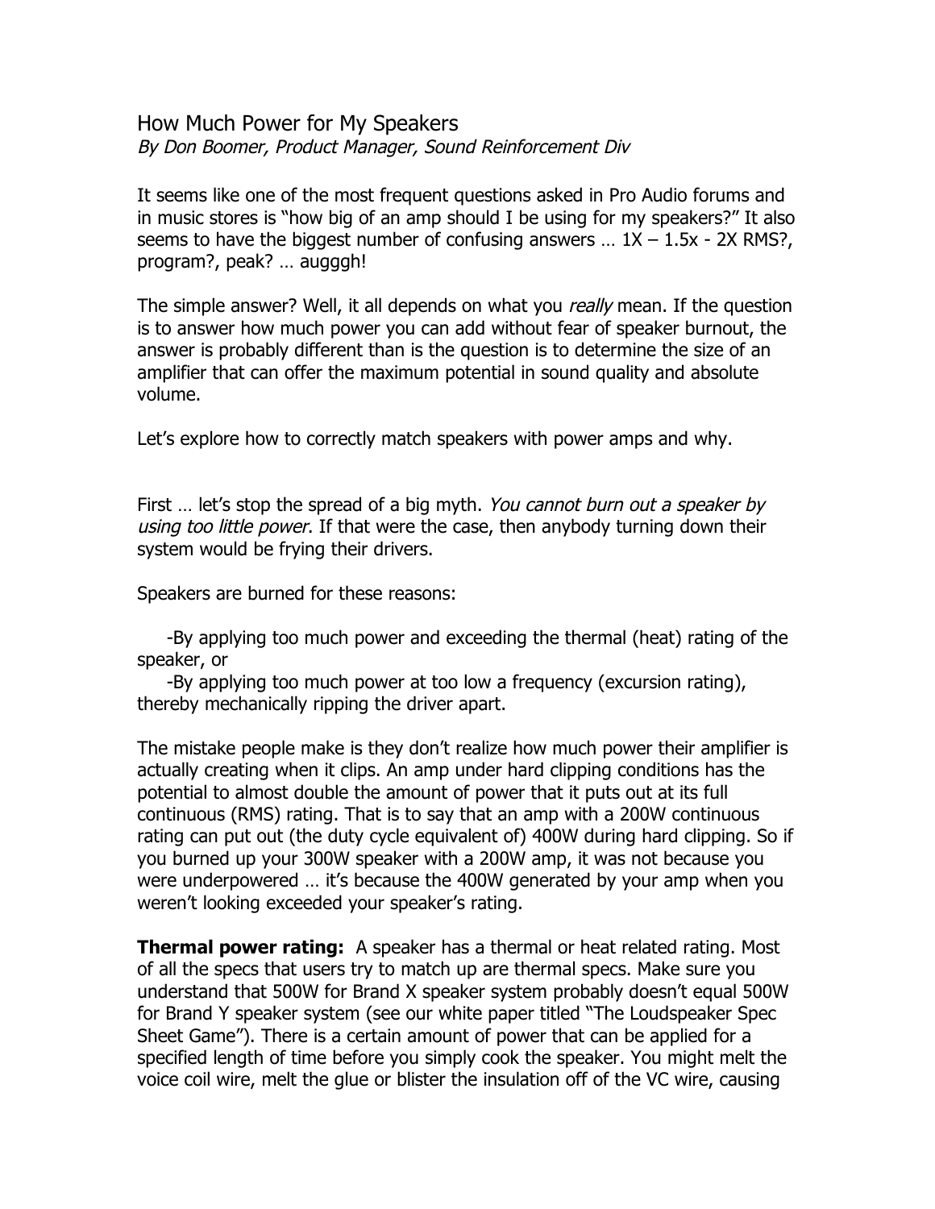# How Much Power for My Speakers

*By Don Boomer, Product Manager, Sound Reinforcement Div*

It seems like one of the most frequent questions asked in Pro Audio forums and in music stores is "how big of an amp should I be using for my speakers?" It also seems to have the biggest number of confusing answers … 1X – 1.5x - 2X RMS?, program?, peak? … augggh!

The simple answer? Well, it all depends on what you *really* mean. If the question is to answer how much power you can add without fear of speaker burnout, the answer is probably different than is the question is to determine the size of an amplifier that can offer the maximum potential in sound quality and absolute volume.

Let's explore how to correctly match speakers with power amps and why.

First … let's stop the spread of a big myth. *You cannot burn out a speaker by using too little power*. If that were the case, then anybody turning down their system would be frying their drivers.

Speakers are burned for these reasons:

- By applying too much power and exceeding the thermal (heat) rating of the speaker, or
- By applying too much power at too low a frequency (excursion rating), thereby mechanically ripping the driver apart.

The mistake people make is they don't realize how much power their amplifier is actually creating when it clips. An amp under hard clipping conditions has the potential to almost double the amount of power that it puts out at its full continuous (RMS) rating. That is to say that an amp with a 200W continuous rating can put out (the duty cycle equivalent of) 400W during hard clipping. So if you burned up your 300W speaker with a 200W amp, it was not because you were underpowered … it's because the 400W generated by your amp when you weren't looking exceeded your speaker's rating.

**Thermal power rating:** A speaker has a thermal or heat related rating. Most of all the specs that users try to match up are thermal specs. Make sure you understand that 500W for Brand X speaker system probably doesn't equal 500W for Brand Y speaker system (see our white paper titled "The Loudspeaker Spec Sheet Game"). There is a certain amount of power that can be applied for a specified length of time before you simply cook the speaker. You might melt the voice coil wire, melt the glue or blister the insulation off of the VC wire, causing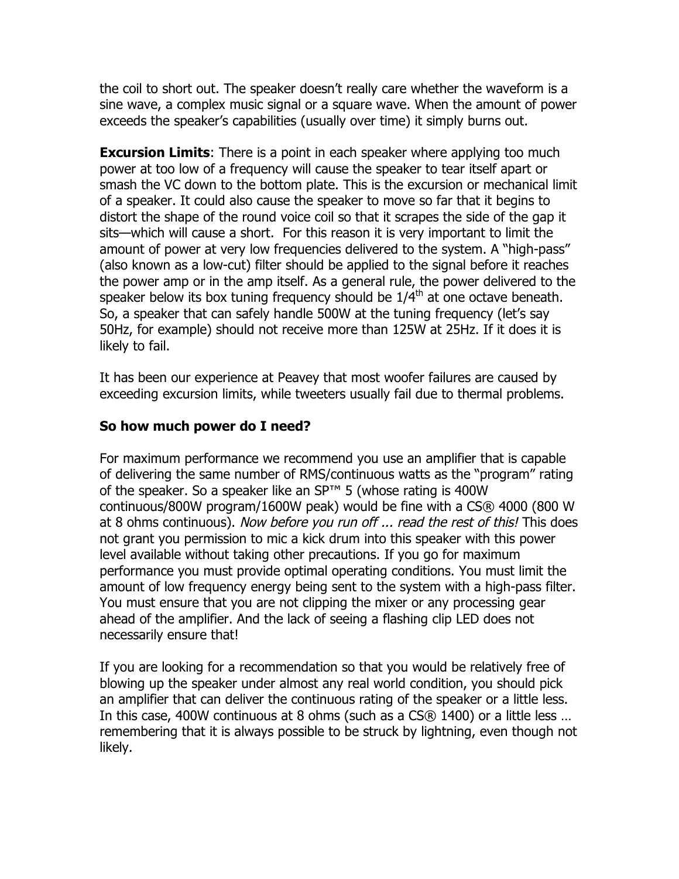the coil to short out. The speaker doesn't really care whether the waveform is a sine wave, a complex music signal or a square wave. When the amount of power exceeds the speaker's capabilities (usually over time) it simply burns out.

**Excursion Limits**: There is a point in each speaker where applying too much power at too low of a frequency will cause the speaker to tear itself apart or smash the VC down to the bottom plate. This is the excursion or mechanical limit of a speaker. It could also cause the speaker to move so far that it begins to distort the shape of the round voice coil so that it scrapes the side of the gap it sits—which will cause a short. For this reason it is very important to limit the amount of power at very low frequencies delivered to the system. A "high-pass" (also known as a low-cut) filter should be applied to the signal before it reaches the power amp or in the amp itself. As a general rule, the power delivered to the speaker below its box tuning frequency should be $1/4^{th}$ at one octave beneath. So, a speaker that can safely handle 500W at the tuning frequency (let's say 50Hz, for example) should not receive more than 125W at 25Hz. If it does it is likely to fail.

It has been our experience at Peavey that most woofer failures are caused by exceeding excursion limits, while tweeters usually fail due to thermal problems.

### So how much power do I need?

For maximum performance we recommend you use an amplifier that is capable of delivering the same number of RMS/continuous watts as the "program" rating of the speaker. So a speaker like an SP™ 5 (whose rating is 400W continuous/800W program/1600W peak) would be fine with a CS® 4000 (800 W at 8 ohms continuous). *Now before you run off ... read the rest of this!* This does not grant you permission to mic a kick drum into this speaker with this power level available without taking other precautions. If you go for maximum performance you must provide optimal operating conditions. You must limit the amount of low frequency energy being sent to the system with a high-pass filter. You must ensure that you are not clipping the mixer or any processing gear ahead of the amplifier. And the lack of seeing a flashing clip LED does not necessarily ensure that!

If you are looking for a recommendation so that you would be relatively free of blowing up the speaker under almost any real world condition, you should pick an amplifier that can deliver the continuous rating of the speaker or a little less. In this case, 400W continuous at 8 ohms (such as a CS® 1400) or a little less … remembering that it is always possible to be struck by lightning, even though not likely.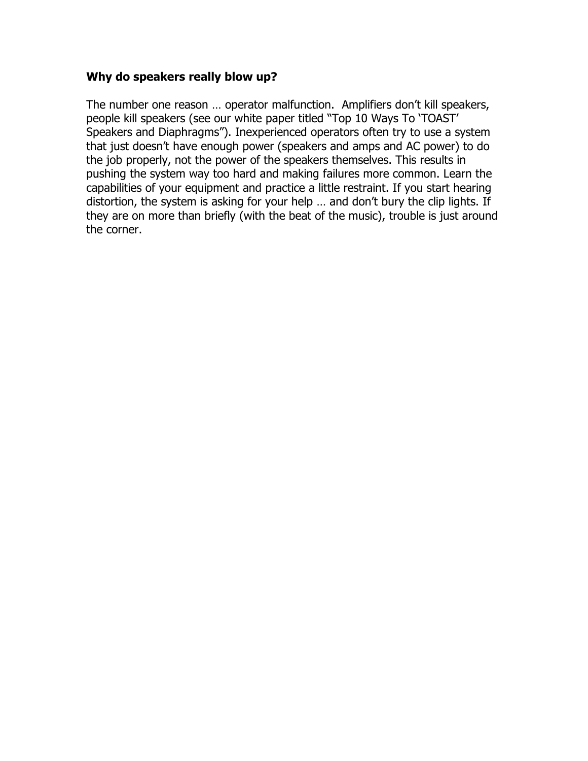**Why do speakers really blow up?**

The number one reason … operator malfunction. Amplifiers don't kill speakers, people kill speakers (see our white paper titled "Top 10 Ways To 'TOAST' Speakers and Diaphragms"). Inexperienced operators often try to use a system that just doesn't have enough power (speakers and amps and AC power) to do the job properly, not the power of the speakers themselves. This results in pushing the system way too hard and making failures more common. Learn the capabilities of your equipment and practice a little restraint. If you start hearing distortion, the system is asking for your help … and don't bury the clip lights. If they are on more than briefly (with the beat of the music), trouble is just around the corner.